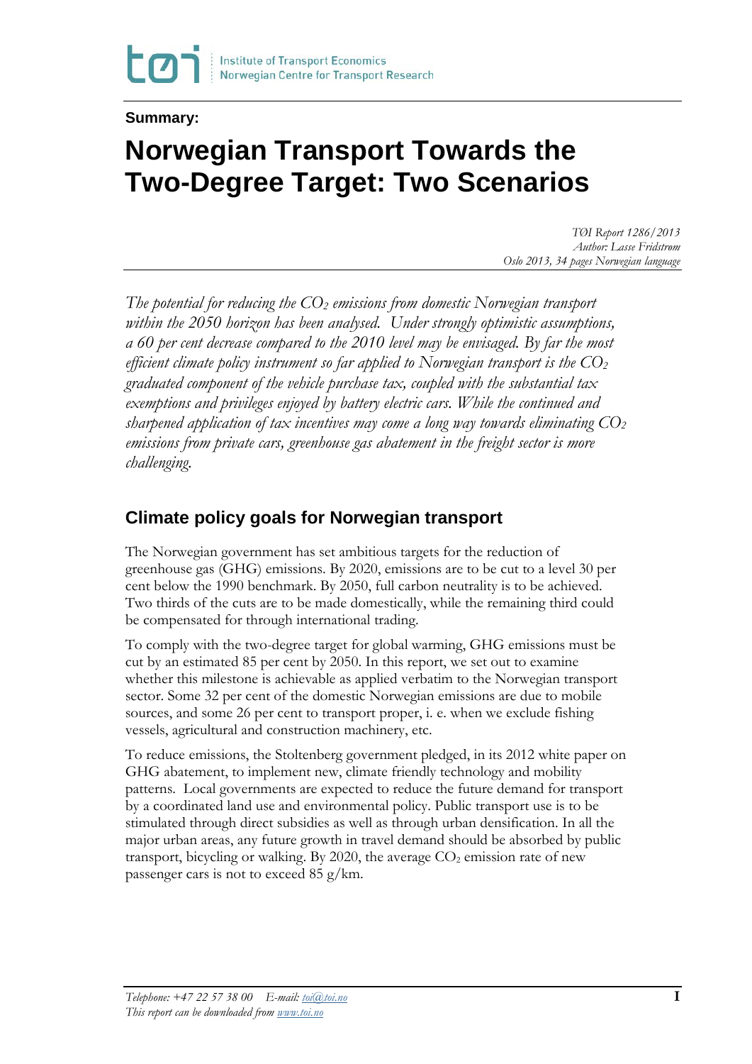**Summary:**

# Norwegian Transport Towards the Two-Degree Target: Two Scenarios

*TØI Report 1286/2013*
*Author: Lasse Fridstrøm*
*Oslo 2013, 34 pages Norwegian language*

*The potential for reducing the $CO_2$ emissions from domestic Norwegian transport within the 2050 horizon has been analysed. Under strongly optimistic assumptions, a 60 per cent decrease compared to the 2010 level may be envisaged. By far the most efficient climate policy instrument so far applied to Norwegian transport is the $CO_2$ graduated component of the vehicle purchase tax, coupled with the substantial tax exemptions and privileges enjoyed by battery electric cars. While the continued and sharpened application of tax incentives may come a long way towards eliminating $CO_2$ emissions from private cars, greenhouse gas abatement in the freight sector is more challenging.*

## Climate policy goals for Norwegian transport

The Norwegian government has set ambitious targets for the reduction of greenhouse gas (GHG) emissions. By 2020, emissions are to be cut to a level 30 per cent below the 1990 benchmark. By 2050, full carbon neutrality is to be achieved. Two thirds of the cuts are to be made domestically, while the remaining third could be compensated for through international trading.

To comply with the two-degree target for global warming, GHG emissions must be cut by an estimated 85 per cent by 2050. In this report, we set out to examine whether this milestone is achievable as applied verbatim to the Norwegian transport sector. Some 32 per cent of the domestic Norwegian emissions are due to mobile sources, and some 26 per cent to transport proper, i. e. when we exclude fishing vessels, agricultural and construction machinery, etc.

To reduce emissions, the Stoltenberg government pledged, in its 2012 white paper on GHG abatement, to implement new, climate friendly technology and mobility patterns. Local governments are expected to reduce the future demand for transport by a coordinated land use and environmental policy. Public transport use is to be stimulated through direct subsidies as well as through urban densification. In all the major urban areas, any future growth in travel demand should be absorbed by public transport, bicycling or walking. By 2020, the average $CO_2$ emission rate of new passenger cars is not to exceed 85 g/km.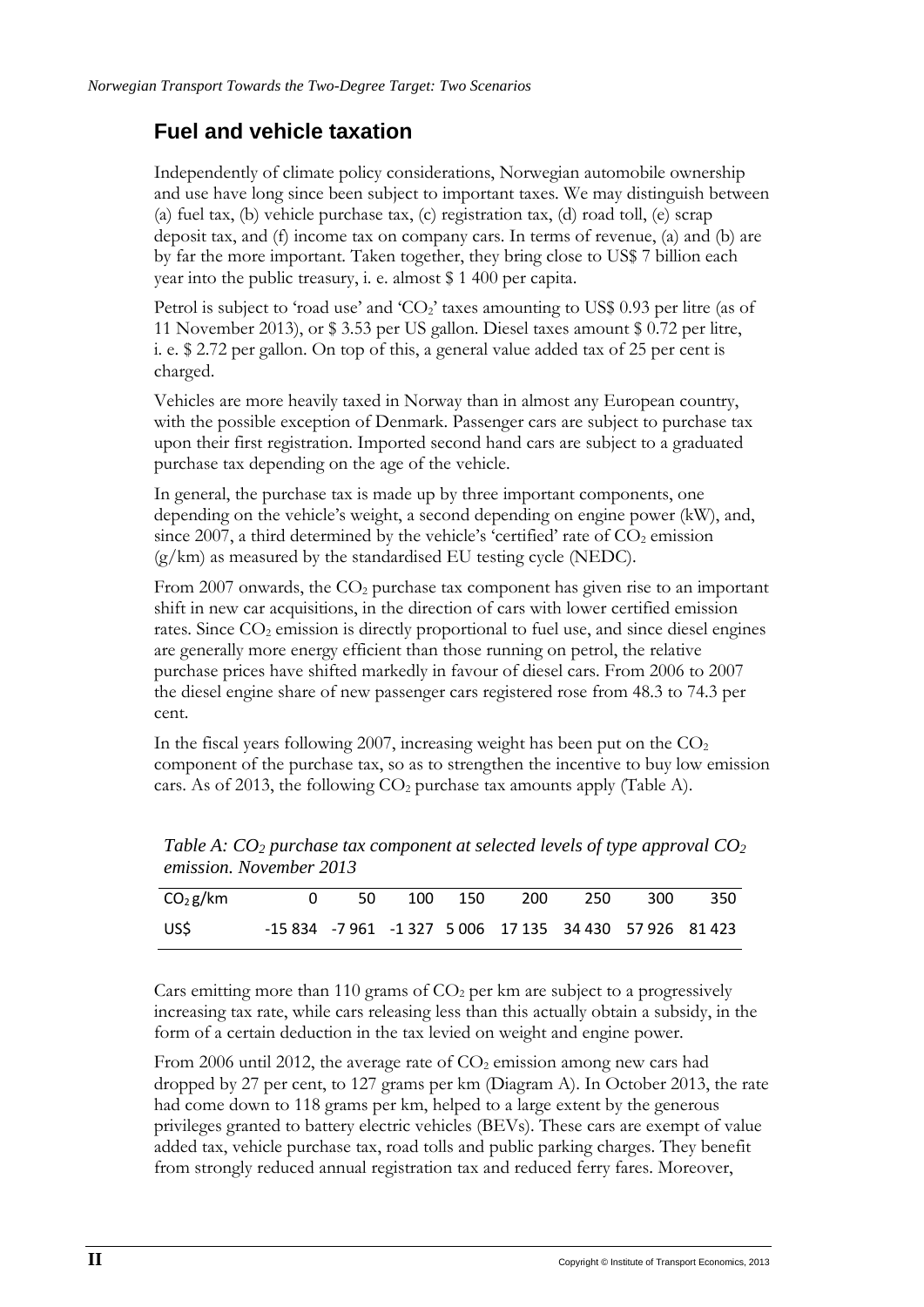## Fuel and vehicle taxation

Independently of climate policy considerations, Norwegian automobile ownership and use have long since been subject to important taxes. We may distinguish between (a) fuel tax, (b) vehicle purchase tax, (c) registration tax, (d) road toll, (e) scrap deposit tax, and (f) income tax on company cars. In terms of revenue, (a) and (b) are by far the more important. Taken together, they bring close to US$ 7 billion each year into the public treasury, i. e. almost $ 1 400 per capita.

Petrol is subject to 'road use' and '$CO_2$' taxes amounting to US$ 0.93 per litre (as of 11 November 2013), or $ 3.53 per US gallon. Diesel taxes amount $ 0.72 per litre, i. e. $ 2.72 per gallon. On top of this, a general value added tax of 25 per cent is charged.

Vehicles are more heavily taxed in Norway than in almost any European country, with the possible exception of Denmark. Passenger cars are subject to purchase tax upon their first registration. Imported second hand cars are subject to a graduated purchase tax depending on the age of the vehicle.

In general, the purchase tax is made up by three important components, one depending on the vehicle's weight, a second depending on engine power (kW), and, since 2007, a third determined by the vehicle's 'certified' rate of $CO_2$ emission (g/km) as measured by the standardised EU testing cycle (NEDC).

From 2007 onwards, the $CO_2$ purchase tax component has given rise to an important shift in new car acquisitions, in the direction of cars with lower certified emission rates. Since $CO_2$ emission is directly proportional to fuel use, and since diesel engines are generally more energy efficient than those running on petrol, the relative purchase prices have shifted markedly in favour of diesel cars. From 2006 to 2007 the diesel engine share of new passenger cars registered rose from 48.3 to 74.3 per cent.

In the fiscal years following 2007, increasing weight has been put on the $CO_2$ component of the purchase tax, so as to strengthen the incentive to buy low emission cars. As of 2013, the following $CO_2$ purchase tax amounts apply (Table A).

*Table A: $CO_2$ purchase tax component at selected levels of type approval $CO_2$ emission. November 2013*

| $CO_2$ g/km | 0 | 50 | 100 | 150 | 200 | 250 | 300 | 350 |
|---|---|---|---|---|---|---|---|---|
| US$ | -15 834 | -7 961 | -1 327 | 5 006 | 17 135 | 34 430 | 57 926 | 81 423 |

Cars emitting more than 110 grams of $CO_2$ per km are subject to a progressively increasing tax rate, while cars releasing less than this actually obtain a subsidy, in the form of a certain deduction in the tax levied on weight and engine power.

From 2006 until 2012, the average rate of $CO_2$ emission among new cars had dropped by 27 per cent, to 127 grams per km (Diagram A). In October 2013, the rate had come down to 118 grams per km, helped to a large extent by the generous privileges granted to battery electric vehicles (BEVs). These cars are exempt of value added tax, vehicle purchase tax, road tolls and public parking charges. They benefit from strongly reduced annual registration tax and reduced ferry fares. Moreover,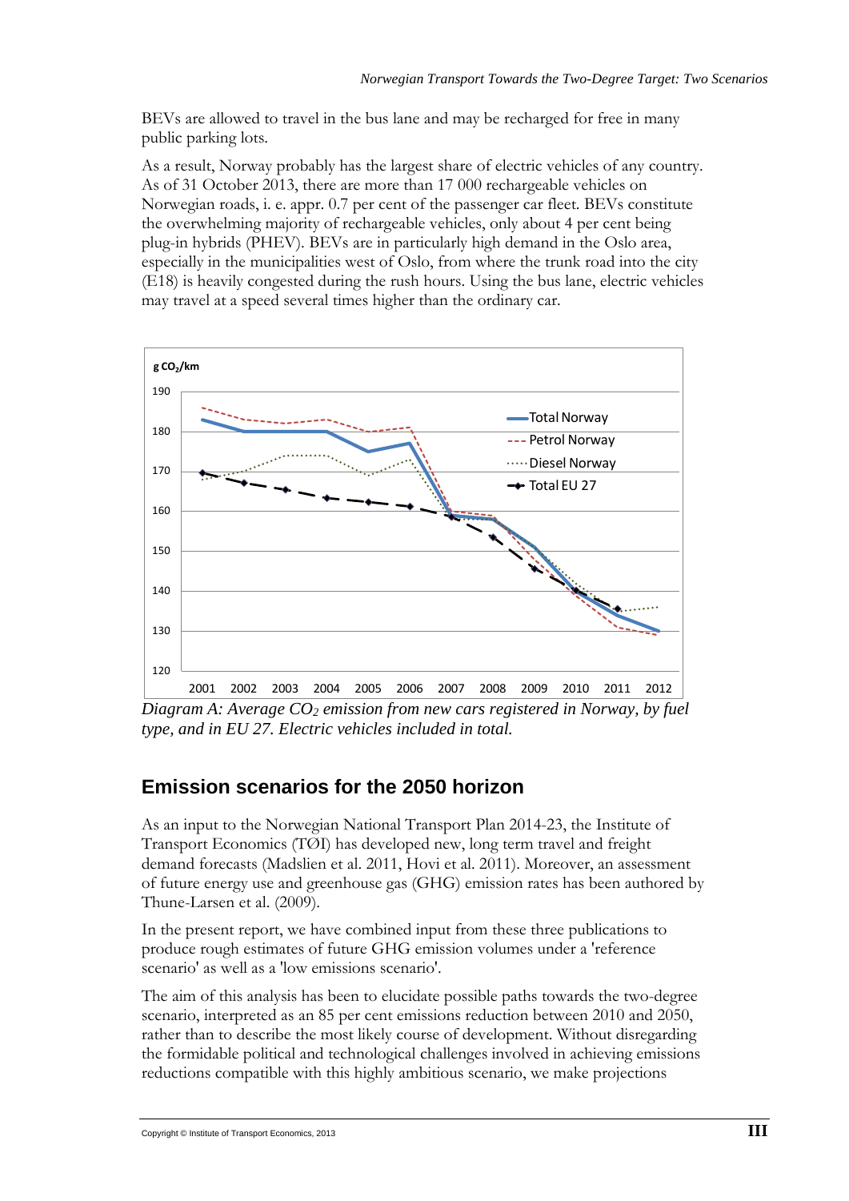BEVs are allowed to travel in the bus lane and may be recharged for free in many public parking lots.

As a result, Norway probably has the largest share of electric vehicles of any country. As of 31 October 2013, there are more than 17 000 rechargeable vehicles on Norwegian roads, i. e. appr. 0.7 per cent of the passenger car fleet. BEVs constitute the overwhelming majority of rechargeable vehicles, only about 4 per cent being plug-in hybrids (PHEV). BEVs are in particularly high demand in the Oslo area, especially in the municipalities west of Oslo, from where the trunk road into the city (E18) is heavily congested during the rush hours. Using the bus lane, electric vehicles may travel at a speed several times higher than the ordinary car.

*Diagram A: Average $CO_2$ emission from new cars registered in Norway, by fuel type, and in EU 27. Electric vehicles included in total.*

## Emission scenarios for the 2050 horizon

As an input to the Norwegian National Transport Plan 2014-23, the Institute of Transport Economics (TØI) has developed new, long term travel and freight demand forecasts (Madslien et al. 2011, Hovi et al. 2011). Moreover, an assessment of future energy use and greenhouse gas (GHG) emission rates has been authored by Thune-Larsen et al. (2009).

In the present report, we have combined input from these three publications to produce rough estimates of future GHG emission volumes under a 'reference scenario' as well as a 'low emissions scenario'.

The aim of this analysis has been to elucidate possible paths towards the two-degree scenario, interpreted as an 85 per cent emissions reduction between 2010 and 2050, rather than to describe the most likely course of development. Without disregarding the formidable political and technological challenges involved in achieving emissions reductions compatible with this highly ambitious scenario, we make projections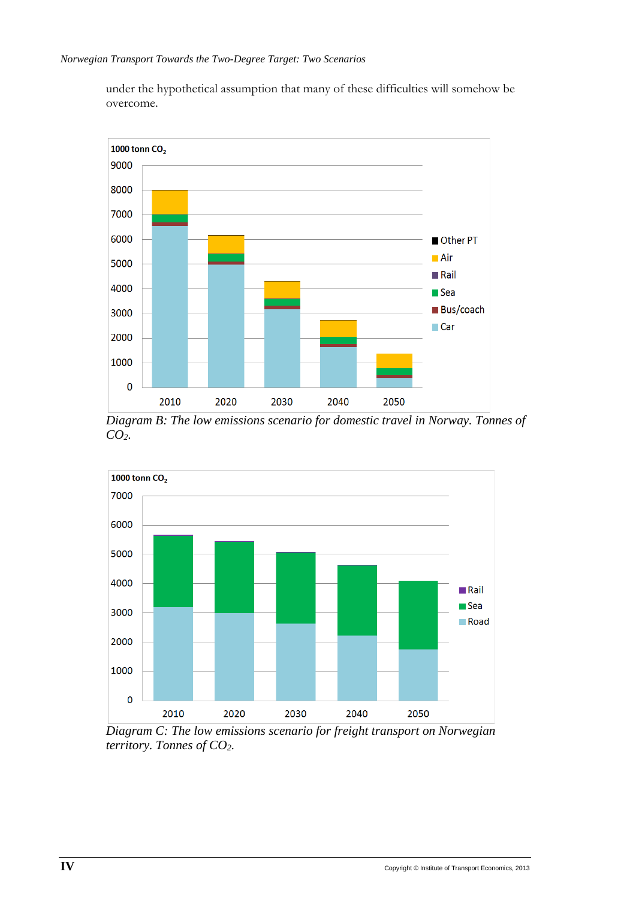under the hypothetical assumption that many of these difficulties will somehow be overcome.

*Diagram B: The low emissions scenario for domestic travel in Norway. Tonnes of $CO_2$.*

*Diagram C: The low emissions scenario for freight transport on Norwegian territory. Tonnes of $CO_2$.*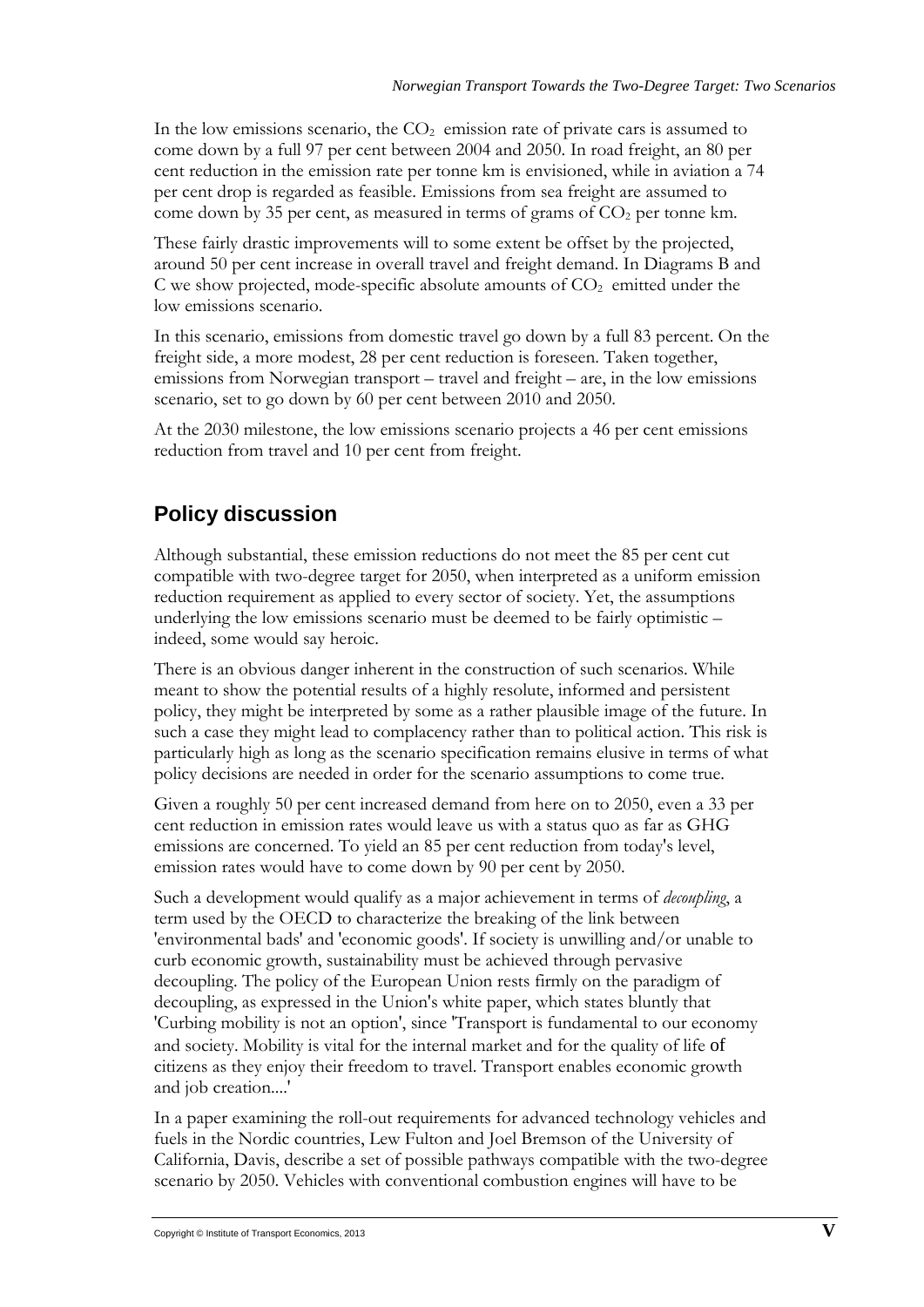In the low emissions scenario, the $CO_2$ emission rate of private cars is assumed to come down by a full 97 per cent between 2004 and 2050. In road freight, an 80 per cent reduction in the emission rate per tonne km is envisioned, while in aviation a 74 per cent drop is regarded as feasible. Emissions from sea freight are assumed to come down by 35 per cent, as measured in terms of grams of $CO_2$ per tonne km.

These fairly drastic improvements will to some extent be offset by the projected, around 50 per cent increase in overall travel and freight demand. In Diagrams B and C we show projected, mode-specific absolute amounts of $CO_2$ emitted under the low emissions scenario.

In this scenario, emissions from domestic travel go down by a full 83 percent. On the freight side, a more modest, 28 per cent reduction is foreseen. Taken together, emissions from Norwegian transport – travel and freight – are, in the low emissions scenario, set to go down by 60 per cent between 2010 and 2050.

At the 2030 milestone, the low emissions scenario projects a 46 per cent emissions reduction from travel and 10 per cent from freight.

## Policy discussion

Although substantial, these emission reductions do not meet the 85 per cent cut compatible with two-degree target for 2050, when interpreted as a uniform emission reduction requirement as applied to every sector of society. Yet, the assumptions underlying the low emissions scenario must be deemed to be fairly optimistic – indeed, some would say heroic.

There is an obvious danger inherent in the construction of such scenarios. While meant to show the potential results of a highly resolute, informed and persistent policy, they might be interpreted by some as a rather plausible image of the future. In such a case they might lead to complacency rather than to political action. This risk is particularly high as long as the scenario specification remains elusive in terms of what policy decisions are needed in order for the scenario assumptions to come true.

Given a roughly 50 per cent increased demand from here on to 2050, even a 33 per cent reduction in emission rates would leave us with a status quo as far as GHG emissions are concerned. To yield an 85 per cent reduction from today's level, emission rates would have to come down by 90 per cent by 2050.

Such a development would qualify as a major achievement in terms of *decoupling*, a term used by the OECD to characterize the breaking of the link between 'environmental bads' and 'economic goods'. If society is unwilling and/or unable to curb economic growth, sustainability must be achieved through pervasive decoupling. The policy of the European Union rests firmly on the paradigm of decoupling, as expressed in the Union's white paper, which states bluntly that 'Curbing mobility is not an option', since 'Transport is fundamental to our economy and society. Mobility is vital for the internal market and for the quality of life of citizens as they enjoy their freedom to travel. Transport enables economic growth and job creation....'

In a paper examining the roll-out requirements for advanced technology vehicles and fuels in the Nordic countries, Lew Fulton and Joel Bremson of the University of California, Davis, describe a set of possible pathways compatible with the two-degree scenario by 2050. Vehicles with conventional combustion engines will have to be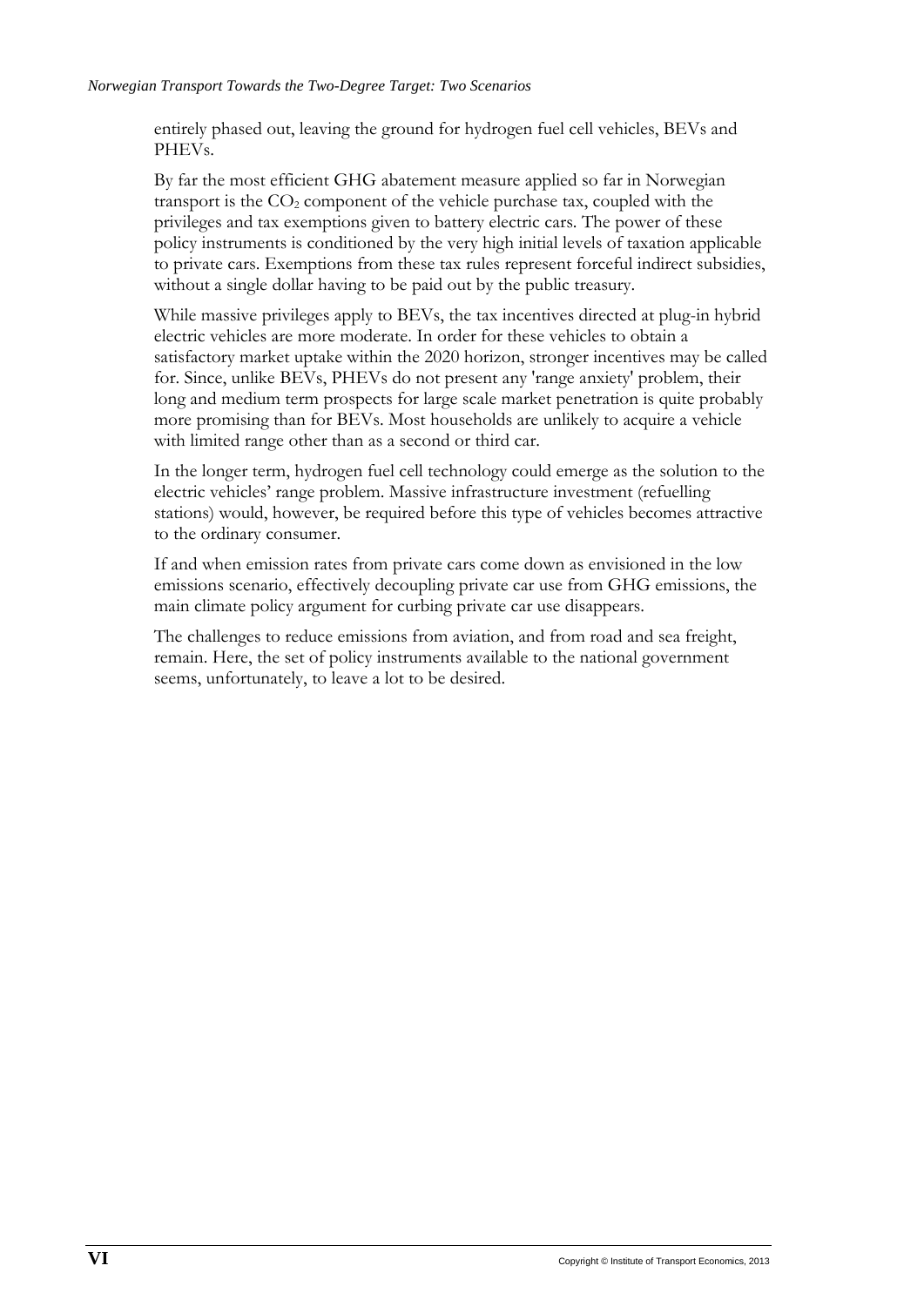entirely phased out, leaving the ground for hydrogen fuel cell vehicles, BEVs and PHEVs.

By far the most efficient GHG abatement measure applied so far in Norwegian transport is the $CO_2$ component of the vehicle purchase tax, coupled with the privileges and tax exemptions given to battery electric cars. The power of these policy instruments is conditioned by the very high initial levels of taxation applicable to private cars. Exemptions from these tax rules represent forceful indirect subsidies, without a single dollar having to be paid out by the public treasury.

While massive privileges apply to BEVs, the tax incentives directed at plug-in hybrid electric vehicles are more moderate. In order for these vehicles to obtain a satisfactory market uptake within the 2020 horizon, stronger incentives may be called for. Since, unlike BEVs, PHEVs do not present any 'range anxiety' problem, their long and medium term prospects for large scale market penetration is quite probably more promising than for BEVs. Most households are unlikely to acquire a vehicle with limited range other than as a second or third car.

In the longer term, hydrogen fuel cell technology could emerge as the solution to the electric vehicles' range problem. Massive infrastructure investment (refuelling stations) would, however, be required before this type of vehicles becomes attractive to the ordinary consumer.

If and when emission rates from private cars come down as envisioned in the low emissions scenario, effectively decoupling private car use from GHG emissions, the main climate policy argument for curbing private car use disappears.

The challenges to reduce emissions from aviation, and from road and sea freight, remain. Here, the set of policy instruments available to the national government seems, unfortunately, to leave a lot to be desired.